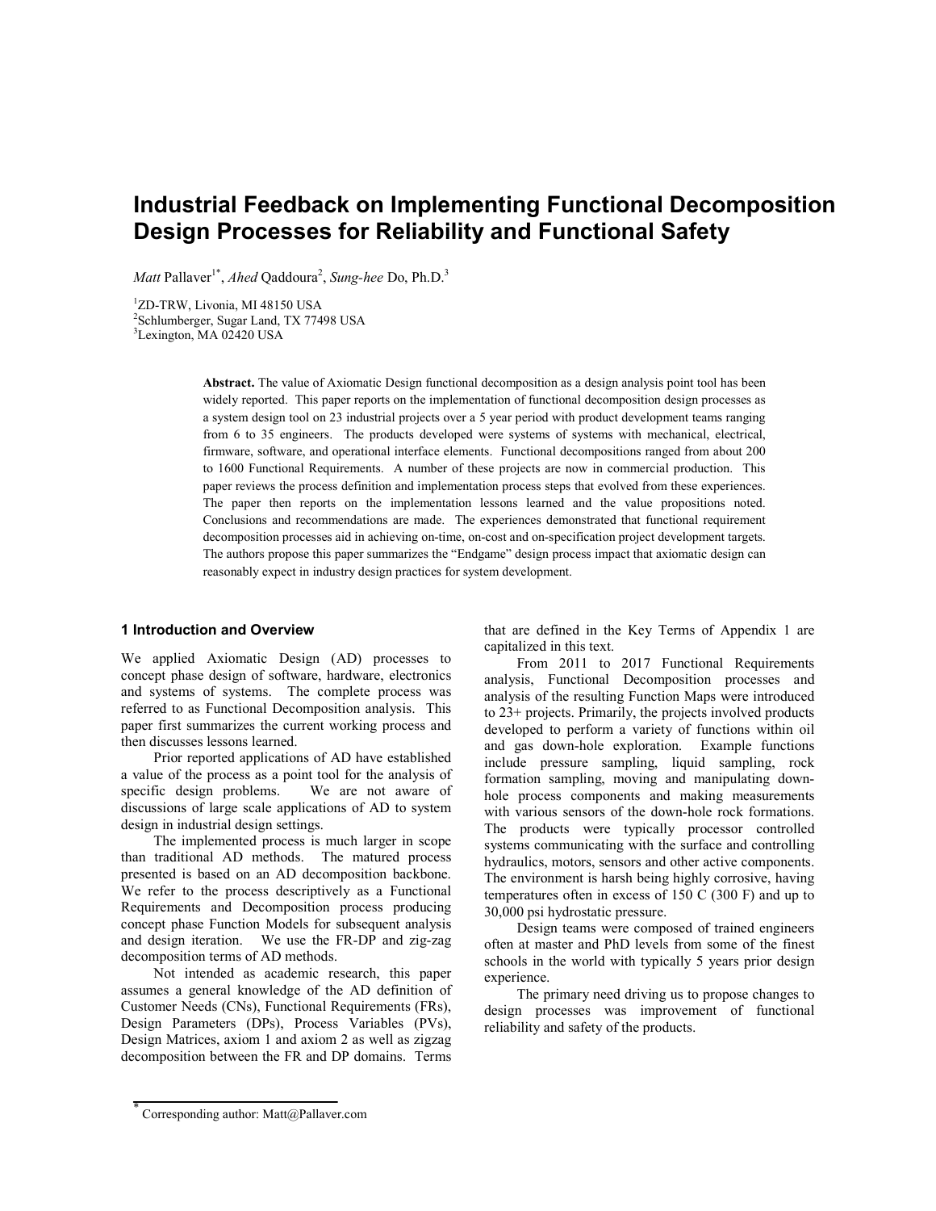# Industrial Feedback on Implementing Functional Decomposition Design Processes for Reliability and Functional Safety

*Matt* Pallaver[1*], *Ahed* Qaddoura[2], *Sung-hee* Do, Ph.D.[3]

[1]ZD-TRW, Livonia, MI 48150 USA
[2]Schlumberger, Sugar Land, TX 77498 USA
[3]Lexington, MA 02420 USA

**Abstract.** The value of Axiomatic Design functional decomposition as a design analysis point tool has been widely reported. This paper reports on the implementation of functional decomposition design processes as a system design tool on 23 industrial projects over a 5 year period with product development teams ranging from 6 to 35 engineers. The products developed were systems of systems with mechanical, electrical, firmware, software, and operational interface elements. Functional decompositions ranged from about 200 to 1600 Functional Requirements. A number of these projects are now in commercial production. This paper reviews the process definition and implementation process steps that evolved from these experiences. The paper then reports on the implementation lessons learned and the value propositions noted. Conclusions and recommendations are made. The experiences demonstrated that functional requirement decomposition processes aid in achieving on-time, on-cost and on-specification project development targets. The authors propose this paper summarizes the "Endgame" design process impact that axiomatic design can reasonably expect in industry design practices for system development.

## 1 Introduction and Overview

We applied Axiomatic Design (AD) processes to concept phase design of software, hardware, electronics and systems of systems. The complete process was referred to as Functional Decomposition analysis. This paper first summarizes the current working process and then discusses lessons learned.

Prior reported applications of AD have established a value of the process as a point tool for the analysis of specific design problems. We are not aware of discussions of large scale applications of AD to system design in industrial design settings.

The implemented process is much larger in scope than traditional AD methods. The matured process presented is based on an AD decomposition backbone. We refer to the process descriptively as a Functional Requirements and Decomposition process producing concept phase Function Models for subsequent analysis and design iteration. We use the FR-DP and zig-zag decomposition terms of AD methods.

Not intended as academic research, this paper assumes a general knowledge of the AD definition of Customer Needs (CNs), Functional Requirements (FRs), Design Parameters (DPs), Process Variables (PVs), Design Matrices, axiom 1 and axiom 2 as well as zigzag decomposition between the FR and DP domains. Terms that are defined in the Key Terms of Appendix 1 are capitalized in this text.

From 2011 to 2017 Functional Requirements analysis, Functional Decomposition processes and analysis of the resulting Function Maps were introduced to 23+ projects. Primarily, the projects involved products developed to perform a variety of functions within oil and gas down-hole exploration. Example functions include pressure sampling, liquid sampling, rock formation sampling, moving and manipulating down-hole process components and making measurements with various sensors of the down-hole rock formations. The products were typically processor controlled systems communicating with the surface and controlling hydraulics, motors, sensors and other active components. The environment is harsh being highly corrosive, having temperatures often in excess of 150 C (300 F) and up to 30,000 psi hydrostatic pressure.

Design teams were composed of trained engineers often at master and PhD levels from some of the finest schools in the world with typically 5 years prior design experience.

The primary need driving us to propose changes to design processes was improvement of functional reliability and safety of the products.

[*] Corresponding author: Matt@Pallaver.com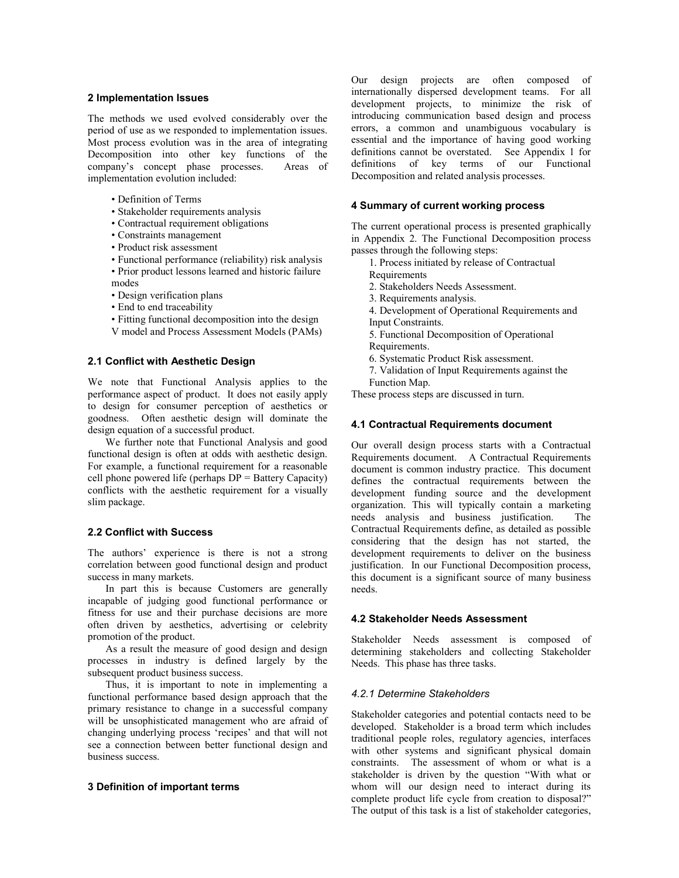## 2 Implementation Issues

The methods we used evolved considerably over the period of use as we responded to implementation issues. Most process evolution was in the area of integrating Decomposition into other key functions of the company's concept phase processes. Areas of implementation evolution included:

- Definition of Terms
- Stakeholder requirements analysis
- Contractual requirement obligations
- Constraints management
- Product risk assessment
- Functional performance (reliability) risk analysis
- Prior product lessons learned and historic failure modes
- Design verification plans
- End to end traceability
- Fitting functional decomposition into the design V model and Process Assessment Models (PAMs)

### 2.1 Conflict with Aesthetic Design

We note that Functional Analysis applies to the performance aspect of product. It does not easily apply to design for consumer perception of aesthetics or goodness. Often aesthetic design will dominate the design equation of a successful product.

We further note that Functional Analysis and good functional design is often at odds with aesthetic design. For example, a functional requirement for a reasonable cell phone powered life (perhaps DP = Battery Capacity) conflicts with the aesthetic requirement for a visually slim package.

### 2.2 Conflict with Success

The authors' experience is there is not a strong correlation between good functional design and product success in many markets.

In part this is because Customers are generally incapable of judging good functional performance or fitness for use and their purchase decisions are more often driven by aesthetics, advertising or celebrity promotion of the product.

As a result the measure of good design and design processes in industry is defined largely by the subsequent product business success.

Thus, it is important to note in implementing a functional performance based design approach that the primary resistance to change in a successful company will be unsophisticated management who are afraid of changing underlying process 'recipes' and that will not see a connection between better functional design and business success.

## 3 Definition of important terms

Our design projects are often composed of internationally dispersed development teams. For all development projects, to minimize the risk of introducing communication based design and process errors, a common and unambiguous vocabulary is essential and the importance of having good working definitions cannot be overstated. See Appendix 1 for definitions of key terms of our Functional Decomposition and related analysis processes.

## 4 Summary of current working process

The current operational process is presented graphically in Appendix 2. The Functional Decomposition process passes through the following steps:

1. Process initiated by release of Contractual Requirements
2. Stakeholders Needs Assessment.
3. Requirements analysis.
4. Development of Operational Requirements and Input Constraints.
5. Functional Decomposition of Operational Requirements.
6. Systematic Product Risk assessment.
7. Validation of Input Requirements against the Function Map.

These process steps are discussed in turn.

### 4.1 Contractual Requirements document

Our overall design process starts with a Contractual Requirements document. A Contractual Requirements document is common industry practice. This document defines the contractual requirements between the development funding source and the development organization. This will typically contain a marketing needs analysis and business justification. The Contractual Requirements define, as detailed as possible considering that the design has not started, the development requirements to deliver on the business justification. In our Functional Decomposition process, this document is a significant source of many business needs.

### 4.2 Stakeholder Needs Assessment

Stakeholder Needs assessment is composed of determining stakeholders and collecting Stakeholder Needs. This phase has three tasks.

#### *4.2.1 Determine Stakeholders*

Stakeholder categories and potential contacts need to be developed. Stakeholder is a broad term which includes traditional people roles, regulatory agencies, interfaces with other systems and significant physical domain constraints. The assessment of whom or what is a stakeholder is driven by the question "With what or whom will our design need to interact during its complete product life cycle from creation to disposal?" The output of this task is a list of stakeholder categories,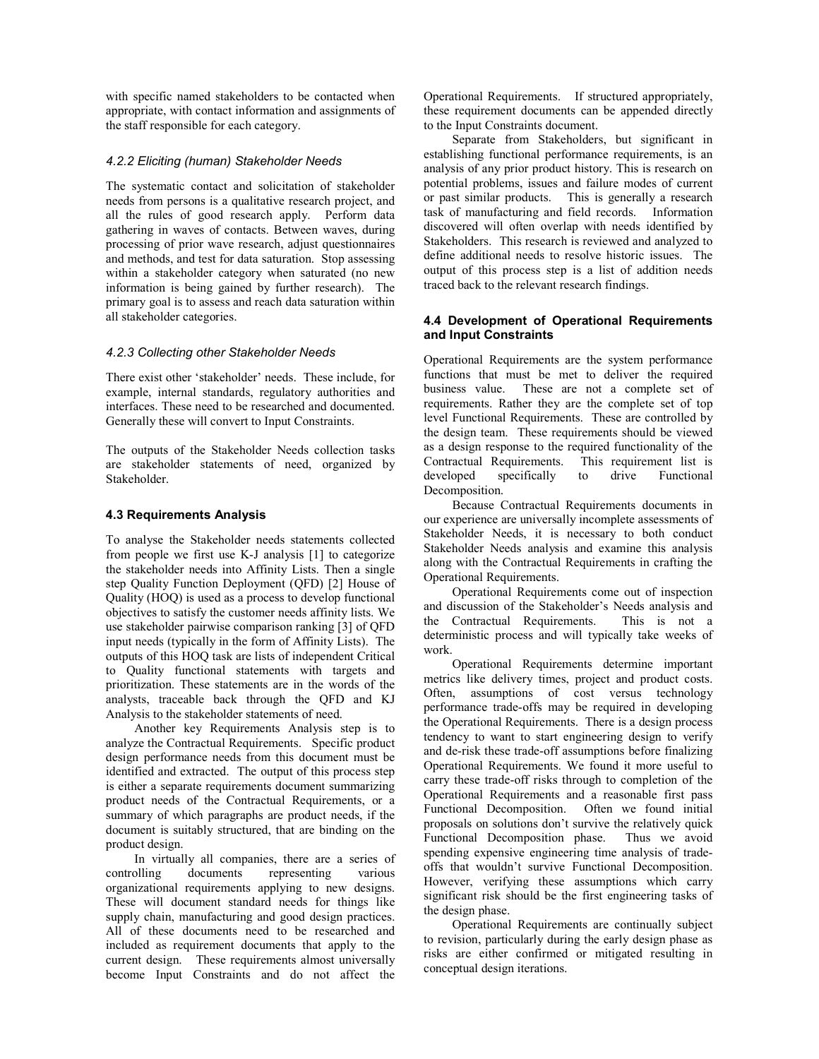with specific named stakeholders to be contacted when appropriate, with contact information and assignments of the staff responsible for each category.

#### *4.2.2 Eliciting (human) Stakeholder Needs*

The systematic contact and solicitation of stakeholder needs from persons is a qualitative research project, and all the rules of good research apply. Perform data gathering in waves of contacts. Between waves, during processing of prior wave research, adjust questionnaires and methods, and test for data saturation. Stop assessing within a stakeholder category when saturated (no new information is being gained by further research). The primary goal is to assess and reach data saturation within all stakeholder categories.

#### *4.2.3 Collecting other Stakeholder Needs*

There exist other 'stakeholder' needs. These include, for example, internal standards, regulatory authorities and interfaces. These need to be researched and documented. Generally these will convert to Input Constraints.

The outputs of the Stakeholder Needs collection tasks are stakeholder statements of need, organized by Stakeholder.

### 4.3 Requirements Analysis

To analyse the Stakeholder needs statements collected from people we first use K-J analysis [1] to categorize the stakeholder needs into Affinity Lists. Then a single step Quality Function Deployment (QFD) [2] House of Quality (HOQ) is used as a process to develop functional objectives to satisfy the customer needs affinity lists. We use stakeholder pairwise comparison ranking [3] of QFD input needs (typically in the form of Affinity Lists). The outputs of this HOQ task are lists of independent Critical to Quality functional statements with targets and prioritization. These statements are in the words of the analysts, traceable back through the QFD and KJ Analysis to the stakeholder statements of need.

Another key Requirements Analysis step is to analyze the Contractual Requirements. Specific product design performance needs from this document must be identified and extracted. The output of this process step is either a separate requirements document summarizing product needs of the Contractual Requirements, or a summary of which paragraphs are product needs, if the document is suitably structured, that are binding on the product design.

In virtually all companies, there are a series of controlling documents representing various organizational requirements applying to new designs. These will document standard needs for things like supply chain, manufacturing and good design practices. All of these documents need to be researched and included as requirement documents that apply to the current design. These requirements almost universally become Input Constraints and do not affect the Operational Requirements. If structured appropriately, these requirement documents can be appended directly to the Input Constraints document.

Separate from Stakeholders, but significant in establishing functional performance requirements, is an analysis of any prior product history. This is research on potential problems, issues and failure modes of current or past similar products. This is generally a research task of manufacturing and field records. Information discovered will often overlap with needs identified by Stakeholders. This research is reviewed and analyzed to define additional needs to resolve historic issues. The output of this process step is a list of addition needs traced back to the relevant research findings.

### 4.4 Development of Operational Requirements and Input Constraints

Operational Requirements are the system performance functions that must be met to deliver the required business value. These are not a complete set of requirements. Rather they are the complete set of top level Functional Requirements. These are controlled by the design team. These requirements should be viewed as a design response to the required functionality of the Contractual Requirements. This requirement list is developed specifically to drive Functional Decomposition.

Because Contractual Requirements documents in our experience are universally incomplete assessments of Stakeholder Needs, it is necessary to both conduct Stakeholder Needs analysis and examine this analysis along with the Contractual Requirements in crafting the Operational Requirements.

Operational Requirements come out of inspection and discussion of the Stakeholder's Needs analysis and the Contractual Requirements. This is not a deterministic process and will typically take weeks of work.

Operational Requirements determine important metrics like delivery times, project and product costs. Often, assumptions of cost versus technology performance trade-offs may be required in developing the Operational Requirements. There is a design process tendency to want to start engineering design to verify and de-risk these trade-off assumptions before finalizing Operational Requirements. We found it more useful to carry these trade-off risks through to completion of the Operational Requirements and a reasonable first pass Functional Decomposition. Often we found initial proposals on solutions don't survive the relatively quick Functional Decomposition phase. Thus we avoid spending expensive engineering time analysis of trade-offs that wouldn't survive Functional Decomposition. However, verifying these assumptions which carry significant risk should be the first engineering tasks of the design phase.

Operational Requirements are continually subject to revision, particularly during the early design phase as risks are either confirmed or mitigated resulting in conceptual design iterations.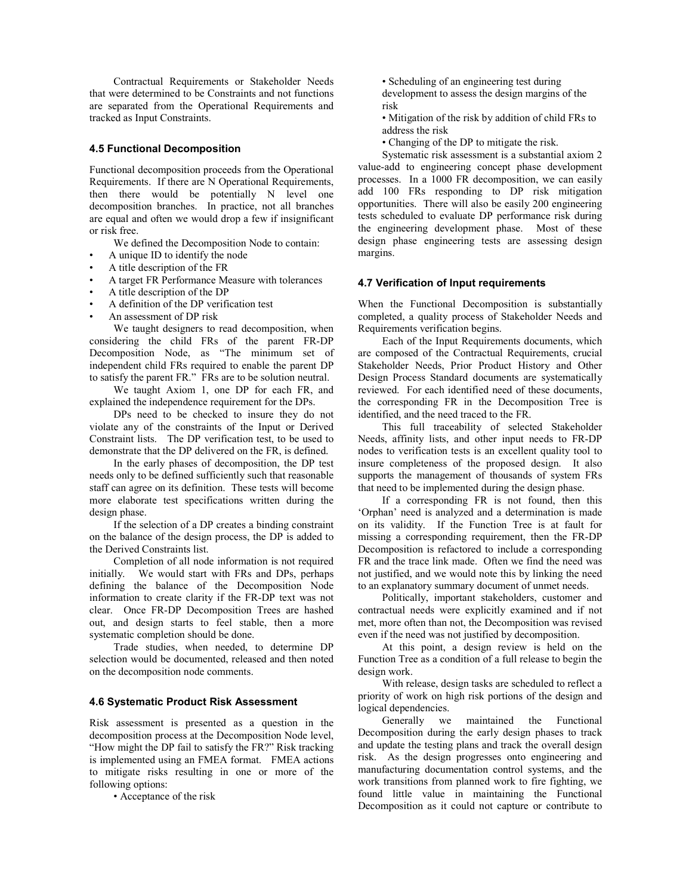Contractual Requirements or Stakeholder Needs that were determined to be Constraints and not functions are separated from the Operational Requirements and tracked as Input Constraints.

### 4.5 Functional Decomposition

Functional decomposition proceeds from the Operational Requirements. If there are N Operational Requirements, then there would be potentially N level one decomposition branches. In practice, not all branches are equal and often we would drop a few if insignificant or risk free.

We defined the Decomposition Node to contain:

- A unique ID to identify the node
- A title description of the FR
- A target FR Performance Measure with tolerances
- A title description of the DP
- A definition of the DP verification test
- An assessment of DP risk

We taught designers to read decomposition, when considering the child FRs of the parent FR-DP Decomposition Node, as "The minimum set of independent child FRs required to enable the parent DP to satisfy the parent FR." FRs are to be solution neutral.

We taught Axiom 1, one DP for each FR, and explained the independence requirement for the DPs.

DPs need to be checked to insure they do not violate any of the constraints of the Input or Derived Constraint lists. The DP verification test, to be used to demonstrate that the DP delivered on the FR, is defined.

In the early phases of decomposition, the DP test needs only to be defined sufficiently such that reasonable staff can agree on its definition. These tests will become more elaborate test specifications written during the design phase.

If the selection of a DP creates a binding constraint on the balance of the design process, the DP is added to the Derived Constraints list.

Completion of all node information is not required initially. We would start with FRs and DPs, perhaps defining the balance of the Decomposition Node information to create clarity if the FR-DP text was not clear. Once FR-DP Decomposition Trees are hashed out, and design starts to feel stable, then a more systematic completion should be done.

Trade studies, when needed, to determine DP selection would be documented, released and then noted on the decomposition node comments.

### 4.6 Systematic Product Risk Assessment

Risk assessment is presented as a question in the decomposition process at the Decomposition Node level, "How might the DP fail to satisfy the FR?" Risk tracking is implemented using an FMEA format. FMEA actions to mitigate risks resulting in one or more of the following options:

- Acceptance of the risk
- Scheduling of an engineering test during development to assess the design margins of the risk
- Mitigation of the risk by addition of child FRs to address the risk
- Changing of the DP to mitigate the risk.

Systematic risk assessment is a substantial axiom 2 value-add to engineering concept phase development processes. In a 1000 FR decomposition, we can easily add 100 FRs responding to DP risk mitigation opportunities. There will also be easily 200 engineering tests scheduled to evaluate DP performance risk during the engineering development phase. Most of these design phase engineering tests are assessing design margins.

### 4.7 Verification of Input requirements

When the Functional Decomposition is substantially completed, a quality process of Stakeholder Needs and Requirements verification begins.

Each of the Input Requirements documents, which are composed of the Contractual Requirements, crucial Stakeholder Needs, Prior Product History and Other Design Process Standard documents are systematically reviewed. For each identified need of these documents, the corresponding FR in the Decomposition Tree is identified, and the need traced to the FR.

This full traceability of selected Stakeholder Needs, affinity lists, and other input needs to FR-DP nodes to verification tests is an excellent quality tool to insure completeness of the proposed design. It also supports the management of thousands of system FRs that need to be implemented during the design phase.

If a corresponding FR is not found, then this 'Orphan' need is analyzed and a determination is made on its validity. If the Function Tree is at fault for missing a corresponding requirement, then the FR-DP Decomposition is refactored to include a corresponding FR and the trace link made. Often we find the need was not justified, and we would note this by linking the need to an explanatory summary document of unmet needs.

Politically, important stakeholders, customer and contractual needs were explicitly examined and if not met, more often than not, the Decomposition was revised even if the need was not justified by decomposition.

At this point, a design review is held on the Function Tree as a condition of a full release to begin the design work.

With release, design tasks are scheduled to reflect a priority of work on high risk portions of the design and logical dependencies.

Generally we maintained the Functional Decomposition during the early design phases to track and update the testing plans and track the overall design risk. As the design progresses onto engineering and manufacturing documentation control systems, and the work transitions from planned work to fire fighting, we found little value in maintaining the Functional Decomposition as it could not capture or contribute to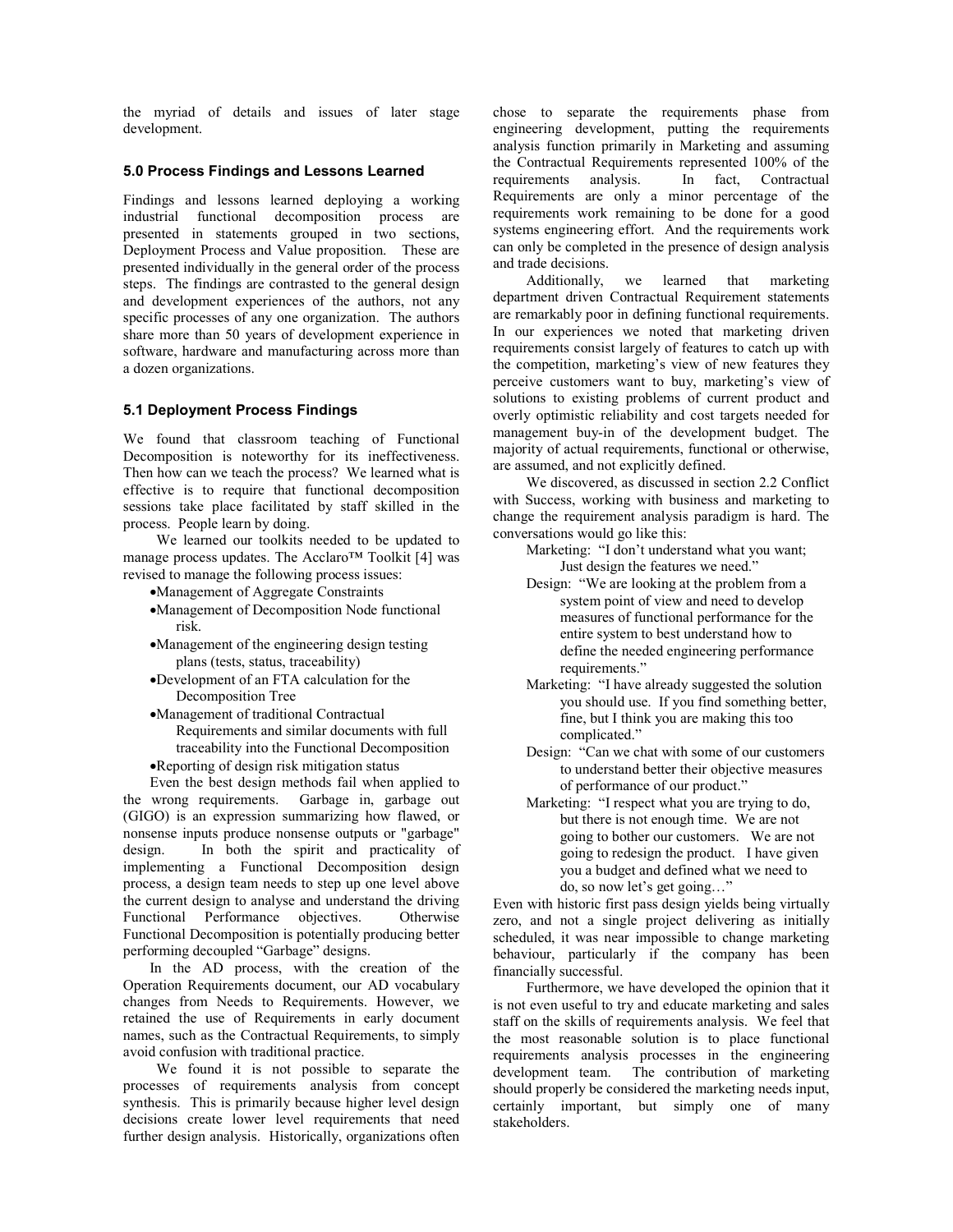the myriad of details and issues of later stage development.

### 5.0 Process Findings and Lessons Learned

Findings and lessons learned deploying a working industrial functional decomposition process are presented in statements grouped in two sections, Deployment Process and Value proposition. These are presented individually in the general order of the process steps. The findings are contrasted to the general design and development experiences of the authors, not any specific processes of any one organization. The authors share more than 50 years of development experience in software, hardware and manufacturing across more than a dozen organizations.

### 5.1 Deployment Process Findings

We found that classroom teaching of Functional Decomposition is noteworthy for its ineffectiveness. Then how can we teach the process? We learned what is effective is to require that functional decomposition sessions take place facilitated by staff skilled in the process. People learn by doing.

We learned our toolkits needed to be updated to manage process updates. The Acclaro™ Toolkit [4] was revised to manage the following process issues:

- Management of Aggregate Constraints
- Management of Decomposition Node functional risk.
- Management of the engineering design testing plans (tests, status, traceability)
- Development of an FTA calculation for the Decomposition Tree
- Management of traditional Contractual Requirements and similar documents with full traceability into the Functional Decomposition
- Reporting of design risk mitigation status

Even the best design methods fail when applied to the wrong requirements. Garbage in, garbage out (GIGO) is an expression summarizing how flawed, or nonsense inputs produce nonsense outputs or "garbage" design. In both the spirit and practicality of implementing a Functional Decomposition design process, a design team needs to step up one level above the current design to analyse and understand the driving Functional Performance objectives. Otherwise Functional Decomposition is potentially producing better performing decoupled "Garbage" designs.

In the AD process, with the creation of the Operation Requirements document, our AD vocabulary changes from Needs to Requirements. However, we retained the use of Requirements in early document names, such as the Contractual Requirements, to simply avoid confusion with traditional practice.

We found it is not possible to separate the processes of requirements analysis from concept synthesis. This is primarily because higher level design decisions create lower level requirements that need further design analysis. Historically, organizations often chose to separate the requirements phase from engineering development, putting the requirements analysis function primarily in Marketing and assuming the Contractual Requirements represented 100% of the requirements analysis. In fact, Contractual Requirements are only a minor percentage of the requirements work remaining to be done for a good systems engineering effort. And the requirements work can only be completed in the presence of design analysis and trade decisions.

Additionally, we learned that marketing department driven Contractual Requirement statements are remarkably poor in defining functional requirements. In our experiences we noted that marketing driven requirements consist largely of features to catch up with the competition, marketing's view of new features they perceive customers want to buy, marketing's view of solutions to existing problems of current product and overly optimistic reliability and cost targets needed for management buy-in of the development budget. The majority of actual requirements, functional or otherwise, are assumed, and not explicitly defined.

We discovered, as discussed in section 2.2 Conflict with Success, working with business and marketing to change the requirement analysis paradigm is hard. The conversations would go like this:

> Marketing: "I don't understand what you want; Just design the features we need."
>
> Design: "We are looking at the problem from a system point of view and need to develop measures of functional performance for the entire system to best understand how to define the needed engineering performance requirements."
>
> Marketing: "I have already suggested the solution you should use. If you find something better, fine, but I think you are making this too complicated."
>
> Design: "Can we chat with some of our customers to understand better their objective measures of performance of our product."
>
> Marketing: "I respect what you are trying to do, but there is not enough time. We are not going to bother our customers. We are not going to redesign the product. I have given you a budget and defined what we need to do, so now let's get going…"

Even with historic first pass design yields being virtually zero, and not a single project delivering as initially scheduled, it was near impossible to change marketing behaviour, particularly if the company has been financially successful.

Furthermore, we have developed the opinion that it is not even useful to try and educate marketing and sales staff on the skills of requirements analysis. We feel that the most reasonable solution is to place functional requirements analysis processes in the engineering development team. The contribution of marketing should properly be considered the marketing needs input, certainly important, but simply one of many stakeholders.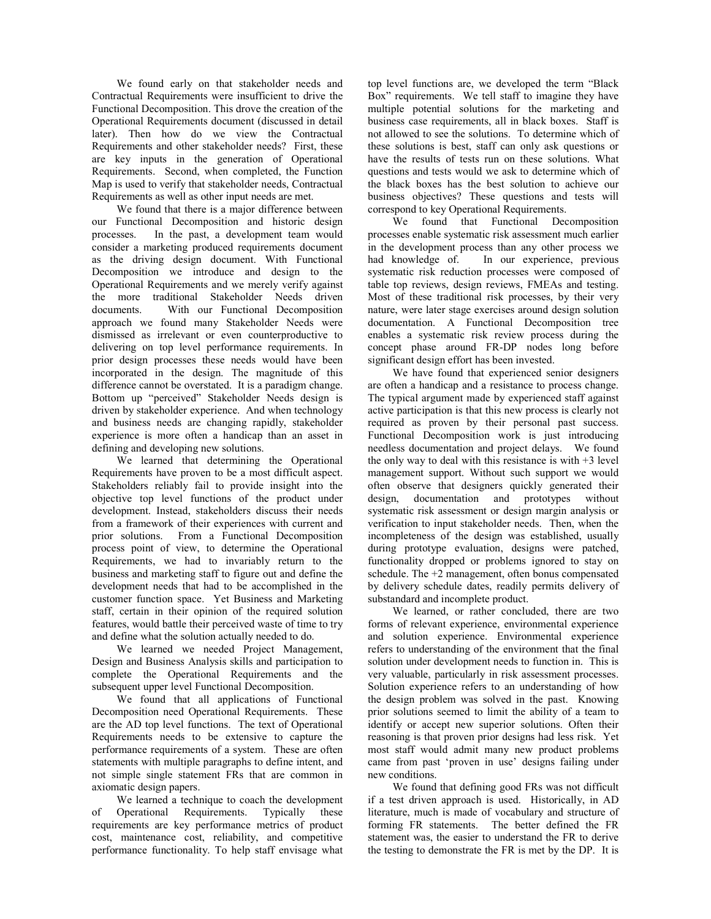We found early on that stakeholder needs and Contractual Requirements were insufficient to drive the Functional Decomposition. This drove the creation of the Operational Requirements document (discussed in detail later). Then how do we view the Contractual Requirements and other stakeholder needs? First, these are key inputs in the generation of Operational Requirements. Second, when completed, the Function Map is used to verify that stakeholder needs, Contractual Requirements as well as other input needs are met.

We found that there is a major difference between our Functional Decomposition and historic design processes. In the past, a development team would consider a marketing produced requirements document as the driving design document. With Functional Decomposition we introduce and design to the Operational Requirements and we merely verify against the more traditional Stakeholder Needs driven documents. With our Functional Decomposition approach we found many Stakeholder Needs were dismissed as irrelevant or even counterproductive to delivering on top level performance requirements. In prior design processes these needs would have been incorporated in the design. The magnitude of this difference cannot be overstated. It is a paradigm change. Bottom up "perceived" Stakeholder Needs design is driven by stakeholder experience. And when technology and business needs are changing rapidly, stakeholder experience is more often a handicap than an asset in defining and developing new solutions.

We learned that determining the Operational Requirements have proven to be a most difficult aspect. Stakeholders reliably fail to provide insight into the objective top level functions of the product under development. Instead, stakeholders discuss their needs from a framework of their experiences with current and prior solutions. From a Functional Decomposition process point of view, to determine the Operational Requirements, we had to invariably return to the business and marketing staff to figure out and define the development needs that had to be accomplished in the customer function space. Yet Business and Marketing staff, certain in their opinion of the required solution features, would battle their perceived waste of time to try and define what the solution actually needed to do.

We learned we needed Project Management, Design and Business Analysis skills and participation to complete the Operational Requirements and the subsequent upper level Functional Decomposition.

We found that all applications of Functional Decomposition need Operational Requirements. These are the AD top level functions. The text of Operational Requirements needs to be extensive to capture the performance requirements of a system. These are often statements with multiple paragraphs to define intent, and not simple single statement FRs that are common in axiomatic design papers.

We learned a technique to coach the development of Operational Requirements. Typically these requirements are key performance metrics of product cost, maintenance cost, reliability, and competitive performance functionality. To help staff envisage what top level functions are, we developed the term "Black Box" requirements. We tell staff to imagine they have multiple potential solutions for the marketing and business case requirements, all in black boxes. Staff is not allowed to see the solutions. To determine which of these solutions is best, staff can only ask questions or have the results of tests run on these solutions. What questions and tests would we ask to determine which of the black boxes has the best solution to achieve our business objectives? These questions and tests will correspond to key Operational Requirements.

We found that Functional Decomposition processes enable systematic risk assessment much earlier in the development process than any other process we had knowledge of. In our experience, previous systematic risk reduction processes were composed of table top reviews, design reviews, FMEAs and testing. Most of these traditional risk processes, by their very nature, were later stage exercises around design solution documentation. A Functional Decomposition tree enables a systematic risk review process during the concept phase around FR-DP nodes long before significant design effort has been invested.

We have found that experienced senior designers are often a handicap and a resistance to process change. The typical argument made by experienced staff against active participation is that this new process is clearly not required as proven by their personal past success. Functional Decomposition work is just introducing needless documentation and project delays. We found the only way to deal with this resistance is with +3 level management support. Without such support we would often observe that designers quickly generated their design, documentation and prototypes without systematic risk assessment or design margin analysis or verification to input stakeholder needs. Then, when the incompleteness of the design was established, usually during prototype evaluation, designs were patched, functionality dropped or problems ignored to stay on schedule. The +2 management, often bonus compensated by delivery schedule dates, readily permits delivery of substandard and incomplete product.

We learned, or rather concluded, there are two forms of relevant experience, environmental experience and solution experience. Environmental experience refers to understanding of the environment that the final solution under development needs to function in. This is very valuable, particularly in risk assessment processes. Solution experience refers to an understanding of how the design problem was solved in the past. Knowing prior solutions seemed to limit the ability of a team to identify or accept new superior solutions. Often their reasoning is that proven prior designs had less risk. Yet most staff would admit many new product problems came from past 'proven in use' designs failing under new conditions.

We found that defining good FRs was not difficult if a test driven approach is used. Historically, in AD literature, much is made of vocabulary and structure of forming FR statements. The better defined the FR statement was, the easier to understand the FR to derive the testing to demonstrate the FR is met by the DP. It is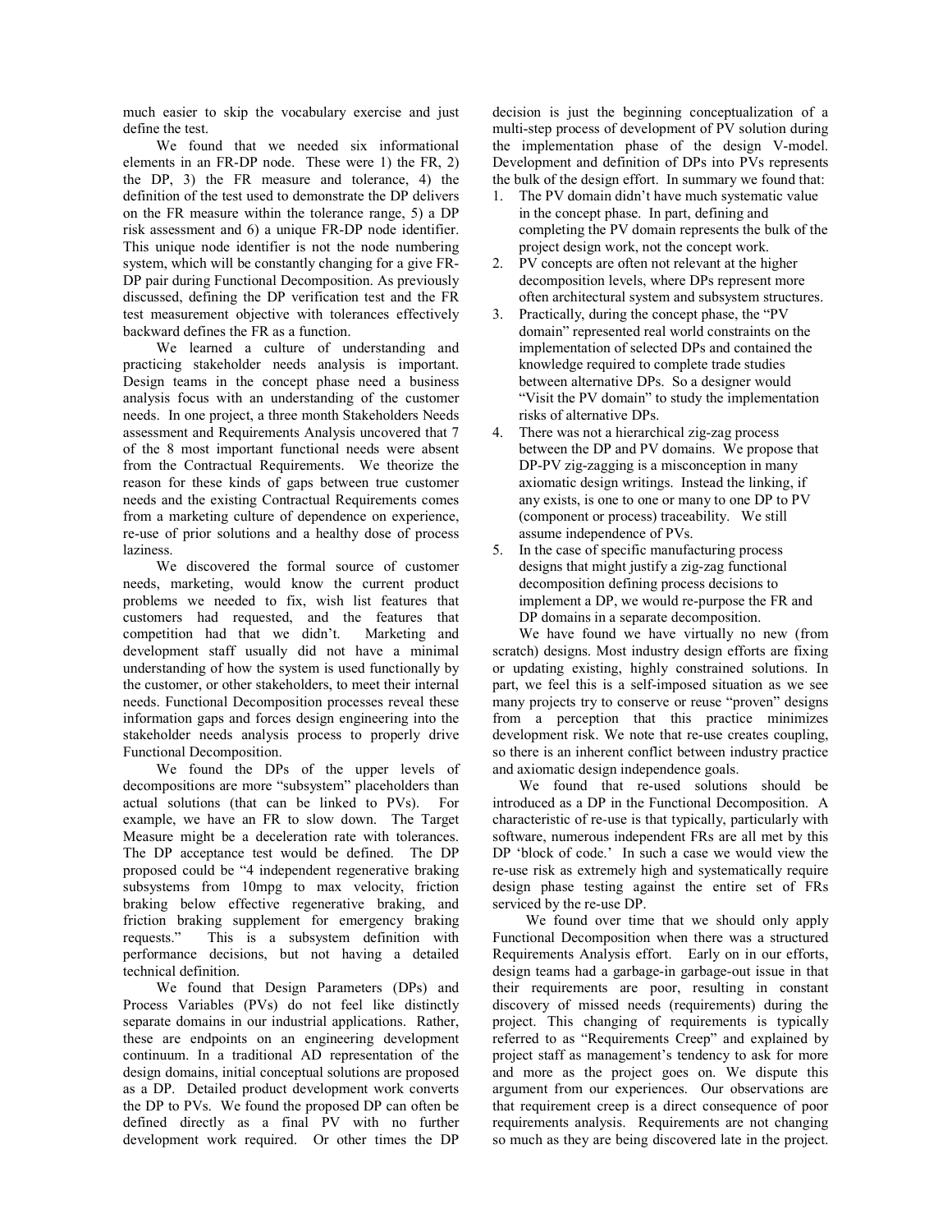much easier to skip the vocabulary exercise and just define the test.

We found that we needed six informational elements in an FR-DP node. These were 1) the FR, 2) the DP, 3) the FR measure and tolerance, 4) the definition of the test used to demonstrate the DP delivers on the FR measure within the tolerance range, 5) a DP risk assessment and 6) a unique FR-DP node identifier. This unique node identifier is not the node numbering system, which will be constantly changing for a give FR-DP pair during Functional Decomposition. As previously discussed, defining the DP verification test and the FR test measurement objective with tolerances effectively backward defines the FR as a function.

We learned a culture of understanding and practicing stakeholder needs analysis is important. Design teams in the concept phase need a business analysis focus with an understanding of the customer needs. In one project, a three month Stakeholders Needs assessment and Requirements Analysis uncovered that 7 of the 8 most important functional needs were absent from the Contractual Requirements. We theorize the reason for these kinds of gaps between true customer needs and the existing Contractual Requirements comes from a marketing culture of dependence on experience, re-use of prior solutions and a healthy dose of process laziness.

We discovered the formal source of customer needs, marketing, would know the current product problems we needed to fix, wish list features that customers had requested, and the features that competition had that we didn't. Marketing and development staff usually did not have a minimal understanding of how the system is used functionally by the customer, or other stakeholders, to meet their internal needs. Functional Decomposition processes reveal these information gaps and forces design engineering into the stakeholder needs analysis process to properly drive Functional Decomposition.

We found the DPs of the upper levels of decompositions are more "subsystem" placeholders than actual solutions (that can be linked to PVs). For example, we have an FR to slow down. The Target Measure might be a deceleration rate with tolerances. The DP acceptance test would be defined. The DP proposed could be "4 independent regenerative braking subsystems from 10mpg to max velocity, friction braking below effective regenerative braking, and friction braking supplement for emergency braking requests." This is a subsystem definition with performance decisions, but not having a detailed technical definition.

We found that Design Parameters (DPs) and Process Variables (PVs) do not feel like distinctly separate domains in our industrial applications. Rather, these are endpoints on an engineering development continuum. In a traditional AD representation of the design domains, initial conceptual solutions are proposed as a DP. Detailed product development work converts the DP to PVs. We found the proposed DP can often be defined directly as a final PV with no further development work required. Or other times the DP decision is just the beginning conceptualization of a multi-step process of development of PV solution during the implementation phase of the design V-model. Development and definition of DPs into PVs represents the bulk of the design effort. In summary we found that:

1. The PV domain didn't have much systematic value in the concept phase. In part, defining and completing the PV domain represents the bulk of the project design work, not the concept work.
2. PV concepts are often not relevant at the higher decomposition levels, where DPs represent more often architectural system and subsystem structures.
3. Practically, during the concept phase, the "PV domain" represented real world constraints on the implementation of selected DPs and contained the knowledge required to complete trade studies between alternative DPs. So a designer would "Visit the PV domain" to study the implementation risks of alternative DPs.
4. There was not a hierarchical zig-zag process between the DP and PV domains. We propose that DP-PV zig-zagging is a misconception in many axiomatic design writings. Instead the linking, if any exists, is one to one or many to one DP to PV (component or process) traceability. We still assume independence of PVs.
5. In the case of specific manufacturing process designs that might justify a zig-zag functional decomposition defining process decisions to implement a DP, we would re-purpose the FR and DP domains in a separate decomposition.

We have found we have virtually no new (from scratch) designs. Most industry design efforts are fixing or updating existing, highly constrained solutions. In part, we feel this is a self-imposed situation as we see many projects try to conserve or reuse "proven" designs from a perception that this practice minimizes development risk. We note that re-use creates coupling, so there is an inherent conflict between industry practice and axiomatic design independence goals.

We found that re-used solutions should be introduced as a DP in the Functional Decomposition. A characteristic of re-use is that typically, particularly with software, numerous independent FRs are all met by this DP 'block of code.' In such a case we would view the re-use risk as extremely high and systematically require design phase testing against the entire set of FRs serviced by the re-use DP.

We found over time that we should only apply Functional Decomposition when there was a structured Requirements Analysis effort. Early on in our efforts, design teams had a garbage-in garbage-out issue in that their requirements are poor, resulting in constant discovery of missed needs (requirements) during the project. This changing of requirements is typically referred to as "Requirements Creep" and explained by project staff as management's tendency to ask for more and more as the project goes on. We dispute this argument from our experiences. Our observations are that requirement creep is a direct consequence of poor requirements analysis. Requirements are not changing so much as they are being discovered late in the project.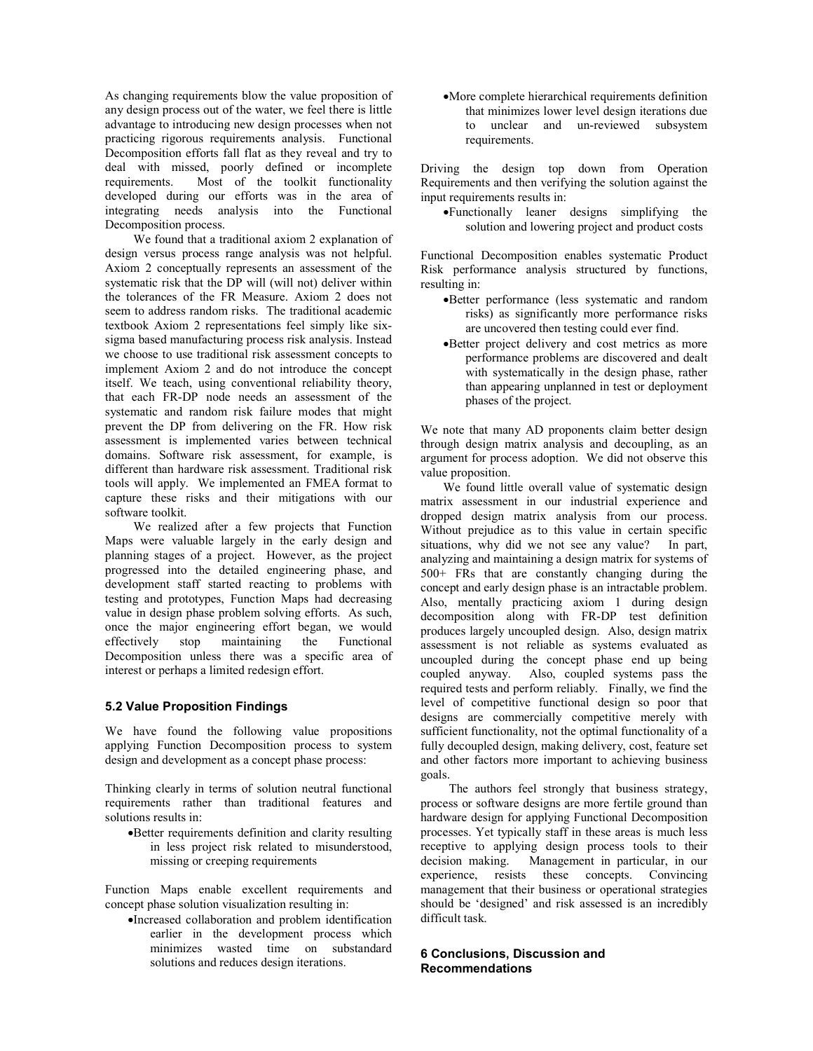As changing requirements blow the value proposition of any design process out of the water, we feel there is little advantage to introducing new design processes when not practicing rigorous requirements analysis. Functional Decomposition efforts fall flat as they reveal and try to deal with missed, poorly defined or incomplete requirements. Most of the toolkit functionality developed during our efforts was in the area of integrating needs analysis into the Functional Decomposition process.

We found that a traditional axiom 2 explanation of design versus process range analysis was not helpful. Axiom 2 conceptually represents an assessment of the systematic risk that the DP will (will not) deliver within the tolerances of the FR Measure. Axiom 2 does not seem to address random risks. The traditional academic textbook Axiom 2 representations feel simply like six-sigma based manufacturing process risk analysis. Instead we choose to use traditional risk assessment concepts to implement Axiom 2 and do not introduce the concept itself. We teach, using conventional reliability theory, that each FR-DP node needs an assessment of the systematic and random risk failure modes that might prevent the DP from delivering on the FR. How risk assessment is implemented varies between technical domains. Software risk assessment, for example, is different than hardware risk assessment. Traditional risk tools will apply. We implemented an FMEA format to capture these risks and their mitigations with our software toolkit.

We realized after a few projects that Function Maps were valuable largely in the early design and planning stages of a project. However, as the project progressed into the detailed engineering phase, and development staff started reacting to problems with testing and prototypes, Function Maps had decreasing value in design phase problem solving efforts. As such, once the major engineering effort began, we would effectively stop maintaining the Functional Decomposition unless there was a specific area of interest or perhaps a limited redesign effort.

### 5.2 Value Proposition Findings

We have found the following value propositions applying Function Decomposition process to system design and development as a concept phase process:

Thinking clearly in terms of solution neutral functional requirements rather than traditional features and solutions results in:

- Better requirements definition and clarity resulting in less project risk related to misunderstood, missing or creeping requirements

Function Maps enable excellent requirements and concept phase solution visualization resulting in:

- Increased collaboration and problem identification earlier in the development process which minimizes wasted time on substandard solutions and reduces design iterations.
- More complete hierarchical requirements definition that minimizes lower level design iterations due to unclear and un-reviewed subsystem requirements.

Driving the design top down from Operation Requirements and then verifying the solution against the input requirements results in:

- Functionally leaner designs simplifying the solution and lowering project and product costs

Functional Decomposition enables systematic Product Risk performance analysis structured by functions, resulting in:

- Better performance (less systematic and random risks) as significantly more performance risks are uncovered then testing could ever find.
- Better project delivery and cost metrics as more performance problems are discovered and dealt with systematically in the design phase, rather than appearing unplanned in test or deployment phases of the project.

We note that many AD proponents claim better design through design matrix analysis and decoupling, as an argument for process adoption. We did not observe this value proposition.

We found little overall value of systematic design matrix assessment in our industrial experience and dropped design matrix analysis from our process. Without prejudice as to this value in certain specific situations, why did we not see any value? In part, analyzing and maintaining a design matrix for systems of 500+ FRs that are constantly changing during the concept and early design phase is an intractable problem. Also, mentally practicing axiom 1 during design decomposition along with FR-DP test definition produces largely uncoupled design. Also, design matrix assessment is not reliable as systems evaluated as uncoupled during the concept phase end up being coupled anyway. Also, coupled systems pass the required tests and perform reliably. Finally, we find the level of competitive functional design so poor that designs are commercially competitive merely with sufficient functionality, not the optimal functionality of a fully decoupled design, making delivery, cost, feature set and other factors more important to achieving business goals.

The authors feel strongly that business strategy, process or software designs are more fertile ground than hardware design for applying Functional Decomposition processes. Yet typically staff in these areas is much less receptive to applying design process tools to their decision making. Management in particular, in our experience, resists these concepts. Convincing management that their business or operational strategies should be 'designed' and risk assessed is an incredibly difficult task.

## 6 Conclusions, Discussion and Recommendations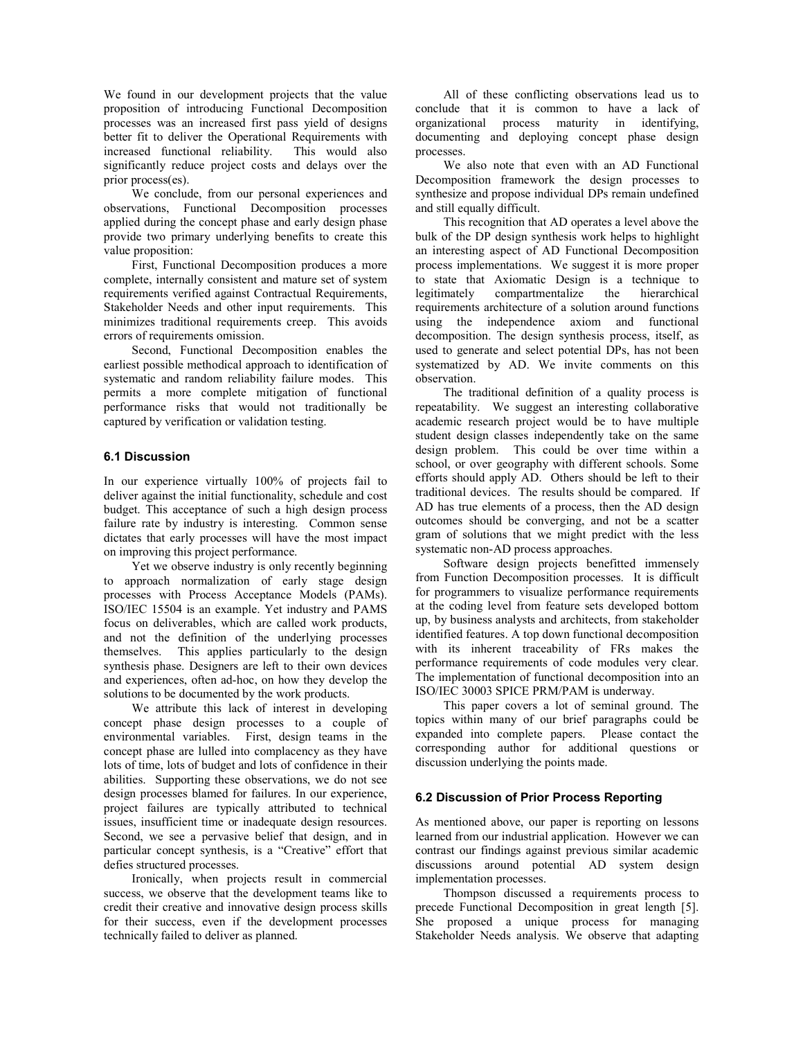We found in our development projects that the value proposition of introducing Functional Decomposition processes was an increased first pass yield of designs better fit to deliver the Operational Requirements with increased functional reliability. This would also significantly reduce project costs and delays over the prior process(es).

We conclude, from our personal experiences and observations, Functional Decomposition processes applied during the concept phase and early design phase provide two primary underlying benefits to create this value proposition:

First, Functional Decomposition produces a more complete, internally consistent and mature set of system requirements verified against Contractual Requirements, Stakeholder Needs and other input requirements. This minimizes traditional requirements creep. This avoids errors of requirements omission.

Second, Functional Decomposition enables the earliest possible methodical approach to identification of systematic and random reliability failure modes. This permits a more complete mitigation of functional performance risks that would not traditionally be captured by verification or validation testing.

### 6.1 Discussion

In our experience virtually 100% of projects fail to deliver against the initial functionality, schedule and cost budget. This acceptance of such a high design process failure rate by industry is interesting. Common sense dictates that early processes will have the most impact on improving this project performance.

Yet we observe industry is only recently beginning to approach normalization of early stage design processes with Process Acceptance Models (PAMs). ISO/IEC 15504 is an example. Yet industry and PAMS focus on deliverables, which are called work products, and not the definition of the underlying processes themselves. This applies particularly to the design synthesis phase. Designers are left to their own devices and experiences, often ad-hoc, on how they develop the solutions to be documented by the work products.

We attribute this lack of interest in developing concept phase design processes to a couple of environmental variables. First, design teams in the concept phase are lulled into complacency as they have lots of time, lots of budget and lots of confidence in their abilities. Supporting these observations, we do not see design processes blamed for failures. In our experience, project failures are typically attributed to technical issues, insufficient time or inadequate design resources. Second, we see a pervasive belief that design, and in particular concept synthesis, is a "Creative" effort that defies structured processes.

Ironically, when projects result in commercial success, we observe that the development teams like to credit their creative and innovative design process skills for their success, even if the development processes technically failed to deliver as planned.

All of these conflicting observations lead us to conclude that it is common to have a lack of organizational process maturity in identifying, documenting and deploying concept phase design processes.

We also note that even with an AD Functional Decomposition framework the design processes to synthesize and propose individual DPs remain undefined and still equally difficult.

This recognition that AD operates a level above the bulk of the DP design synthesis work helps to highlight an interesting aspect of AD Functional Decomposition process implementations. We suggest it is more proper to state that Axiomatic Design is a technique to legitimately compartmentalize the hierarchical requirements architecture of a solution around functions using the independence axiom and functional decomposition. The design synthesis process, itself, as used to generate and select potential DPs, has not been systematized by AD. We invite comments on this observation.

The traditional definition of a quality process is repeatability. We suggest an interesting collaborative academic research project would be to have multiple student design classes independently take on the same design problem. This could be over time within a school, or over geography with different schools. Some efforts should apply AD. Others should be left to their traditional devices. The results should be compared. If AD has true elements of a process, then the AD design outcomes should be converging, and not be a scatter gram of solutions that we might predict with the less systematic non-AD process approaches.

Software design projects benefitted immensely from Function Decomposition processes. It is difficult for programmers to visualize performance requirements at the coding level from feature sets developed bottom up, by business analysts and architects, from stakeholder identified features. A top down functional decomposition with its inherent traceability of FRs makes the performance requirements of code modules very clear. The implementation of functional decomposition into an ISO/IEC 30003 SPICE PRM/PAM is underway.

This paper covers a lot of seminal ground. The topics within many of our brief paragraphs could be expanded into complete papers. Please contact the corresponding author for additional questions or discussion underlying the points made.

### 6.2 Discussion of Prior Process Reporting

As mentioned above, our paper is reporting on lessons learned from our industrial application. However we can contrast our findings against previous similar academic discussions around potential AD system design implementation processes.

Thompson discussed a requirements process to precede Functional Decomposition in great length [5]. She proposed a unique process for managing Stakeholder Needs analysis. We observe that adapting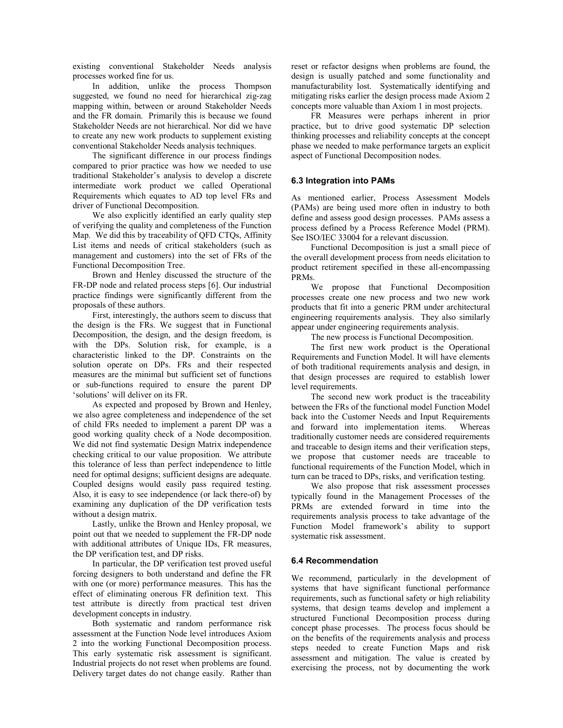existing conventional Stakeholder Needs analysis processes worked fine for us.

In addition, unlike the process Thompson suggested, we found no need for hierarchical zig-zag mapping within, between or around Stakeholder Needs and the FR domain. Primarily this is because we found Stakeholder Needs are not hierarchical. Nor did we have to create any new work products to supplement existing conventional Stakeholder Needs analysis techniques.

The significant difference in our process findings compared to prior practice was how we needed to use traditional Stakeholder's analysis to develop a discrete intermediate work product we called Operational Requirements which equates to AD top level FRs and driver of Functional Decomposition.

We also explicitly identified an early quality step of verifying the quality and completeness of the Function Map. We did this by traceability of QFD CTQs, Affinity List items and needs of critical stakeholders (such as management and customers) into the set of FRs of the Functional Decomposition Tree.

Brown and Henley discussed the structure of the FR-DP node and related process steps [6]. Our industrial practice findings were significantly different from the proposals of these authors.

First, interestingly, the authors seem to discuss that the design is the FRs. We suggest that in Functional Decomposition, the design, and the design freedom, is with the DPs. Solution risk, for example, is a characteristic linked to the DP. Constraints on the solution operate on DPs. FRs and their respected measures are the minimal but sufficient set of functions or sub-functions required to ensure the parent DP 'solutions' will deliver on its FR.

As expected and proposed by Brown and Henley, we also agree completeness and independence of the set of child FRs needed to implement a parent DP was a good working quality check of a Node decomposition. We did not find systematic Design Matrix independence checking critical to our value proposition. We attribute this tolerance of less than perfect independence to little need for optimal designs; sufficient designs are adequate. Coupled designs would easily pass required testing. Also, it is easy to see independence (or lack there-of) by examining any duplication of the DP verification tests without a design matrix.

Lastly, unlike the Brown and Henley proposal, we point out that we needed to supplement the FR-DP node with additional attributes of Unique IDs, FR measures, the DP verification test, and DP risks.

In particular, the DP verification test proved useful forcing designers to both understand and define the FR with one (or more) performance measures. This has the effect of eliminating onerous FR definition text. This test attribute is directly from practical test driven development concepts in industry.

Both systematic and random performance risk assessment at the Function Node level introduces Axiom 2 into the working Functional Decomposition process. This early systematic risk assessment is significant. Industrial projects do not reset when problems are found. Delivery target dates do not change easily. Rather than reset or refactor designs when problems are found, the design is usually patched and some functionality and manufacturability lost. Systematically identifying and mitigating risks earlier the design process made Axiom 2 concepts more valuable than Axiom 1 in most projects.

FR Measures were perhaps inherent in prior practice, but to drive good systematic DP selection thinking processes and reliability concepts at the concept phase we needed to make performance targets an explicit aspect of Functional Decomposition nodes.

### 6.3 Integration into PAMs

As mentioned earlier, Process Assessment Models (PAMs) are being used more often in industry to both define and assess good design processes. PAMs assess a process defined by a Process Reference Model (PRM). See ISO/IEC 33004 for a relevant discussion.

Functional Decomposition is just a small piece of the overall development process from needs elicitation to product retirement specified in these all-encompassing PRMs.

We propose that Functional Decomposition processes create one new process and two new work products that fit into a generic PRM under architectural engineering requirements analysis. They also similarly appear under engineering requirements analysis.

The new process is Functional Decomposition.

The first new work product is the Operational Requirements and Function Model. It will have elements of both traditional requirements analysis and design, in that design processes are required to establish lower level requirements.

The second new work product is the traceability between the FRs of the functional model Function Model back into the Customer Needs and Input Requirements and forward into implementation items. Whereas traditionally customer needs are considered requirements and traceable to design items and their verification steps, we propose that customer needs are traceable to functional requirements of the Function Model, which in turn can be traced to DPs, risks, and verification testing.

We also propose that risk assessment processes typically found in the Management Processes of the PRMs are extended forward in time into the requirements analysis process to take advantage of the Function Model framework's ability to support systematic risk assessment.

### 6.4 Recommendation

We recommend, particularly in the development of systems that have significant functional performance requirements, such as functional safety or high reliability systems, that design teams develop and implement a structured Functional Decomposition process during concept phase processes. The process focus should be on the benefits of the requirements analysis and process steps needed to create Function Maps and risk assessment and mitigation. The value is created by exercising the process, not by documenting the work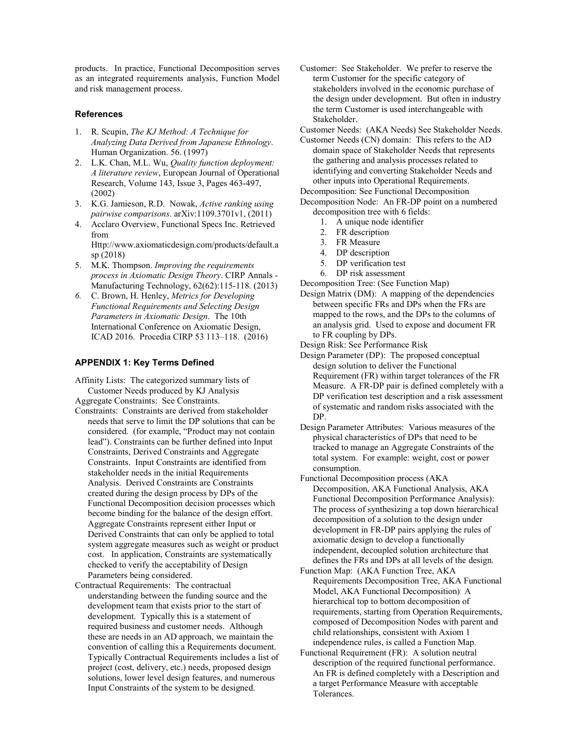products. In practice, Functional Decomposition serves as an integrated requirements analysis, Function Model and risk management process.

### References

1. R. Scupin, *The KJ Method: A Technique for Analyzing Data Derived from Japanese Ethnology*. Human Organization. 56. (1997)
2. L.K. Chan, M.L. Wu, *Quality function deployment: A literature review*, European Journal of Operational Research, Volume 143, Issue 3, Pages 463-497, (2002)
3. K.G. Jamieson, R.D. Nowak, *Active ranking using pairwise comparisons*. arXiv:1109.3701v1, (2011)
4. Acclaro Overview, Functional Specs Inc. Retrieved from Http://www.axiomaticdesign.com/products/default.asp (2018)
5. M.K. Thompson. *Improving the requirements process in Axiomatic Design Theory*. CIRP Annals - Manufacturing Technology, 62(62):115-118. (2013)
6. C. Brown, H. Henley, *Metrics for Developing Functional Requirements and Selecting Design Parameters in Axiomatic Design*. The 10th International Conference on Axiomatic Design, ICAD 2016. Procedia CIRP 53 113–118. (2016)

### APPENDIX 1: Key Terms Defined

Affinity Lists: The categorized summary lists of Customer Needs produced by KJ Analysis

Aggregate Constraints: See Constraints.

Constraints: Constraints are derived from stakeholder needs that serve to limit the DP solutions that can be considered. (for example, "Product may not contain lead"). Constraints can be further defined into Input Constraints, Derived Constraints and Aggregate Constraints. Input Constraints are identified from stakeholder needs in the initial Requirements Analysis. Derived Constraints are Constraints created during the design process by DPs of the Functional Decomposition decision processes which become binding for the balance of the design effort. Aggregate Constraints represent either Input or Derived Constraints that can only be applied to total system aggregate measures such as weight or product cost. In application, Constraints are systematically checked to verify the acceptability of Design Parameters being considered.

Contractual Requirements: The contractual understanding between the funding source and the development team that exists prior to the start of development. Typically this is a statement of required business and customer needs. Although these are needs in an AD approach, we maintain the convention of calling this a Requirements document. Typically Contractual Requirements includes a list of project (cost, delivery, etc.) needs, proposed design solutions, lower level design features, and numerous Input Constraints of the system to be designed.

Customer: See Stakeholder. We prefer to reserve the term Customer for the specific category of stakeholders involved in the economic purchase of the design under development. But often in industry the term Customer is used interchangeable with Stakeholder.

Customer Needs: (AKA Needs) See Stakeholder Needs.

Customer Needs (CN) domain: This refers to the AD domain space of Stakeholder Needs that represents the gathering and analysis processes related to identifying and converting Stakeholder Needs and other inputs into Operational Requirements.

Decomposition: See Functional Decomposition

Decomposition Node: An FR-DP point on a numbered decomposition tree with 6 fields:

1. A unique node identifier
2. FR description
3. FR Measure
4. DP description
5. DP verification test
6. DP risk assessment

Decomposition Tree: (See Function Map)

Design Matrix (DM): A mapping of the dependencies between specific FRs and DPs when the FRs are mapped to the rows, and the DPs to the columns of an analysis grid. Used to expose and document FR to FR coupling by DPs.

Design Risk: See Performance Risk

Design Parameter (DP): The proposed conceptual design solution to deliver the Functional Requirement (FR) within target tolerances of the FR Measure. A FR-DP pair is defined completely with a DP verification test description and a risk assessment of systematic and random risks associated with the DP.

Design Parameter Attributes: Various measures of the physical characteristics of DPs that need to be tracked to manage an Aggregate Constraints of the total system. For example: weight, cost or power consumption.

Functional Decomposition process (AKA Decomposition, AKA Functional Analysis, AKA Functional Decomposition Performance Analysis): The process of synthesizing a top down hierarchical decomposition of a solution to the design under development in FR-DP pairs applying the rules of axiomatic design to develop a functionally independent, decoupled solution architecture that defines the FRs and DPs at all levels of the design.

Function Map: (AKA Function Tree, AKA Requirements Decomposition Tree, AKA Functional Model, AKA Functional Decomposition) A hierarchical top to bottom decomposition of requirements, starting from Operation Requirements, composed of Decomposition Nodes with parent and child relationships, consistent with Axiom 1 independence rules, is called a Function Map.

Functional Requirement (FR): A solution neutral description of the required functional performance. An FR is defined completely with a Description and a target Performance Measure with acceptable Tolerances.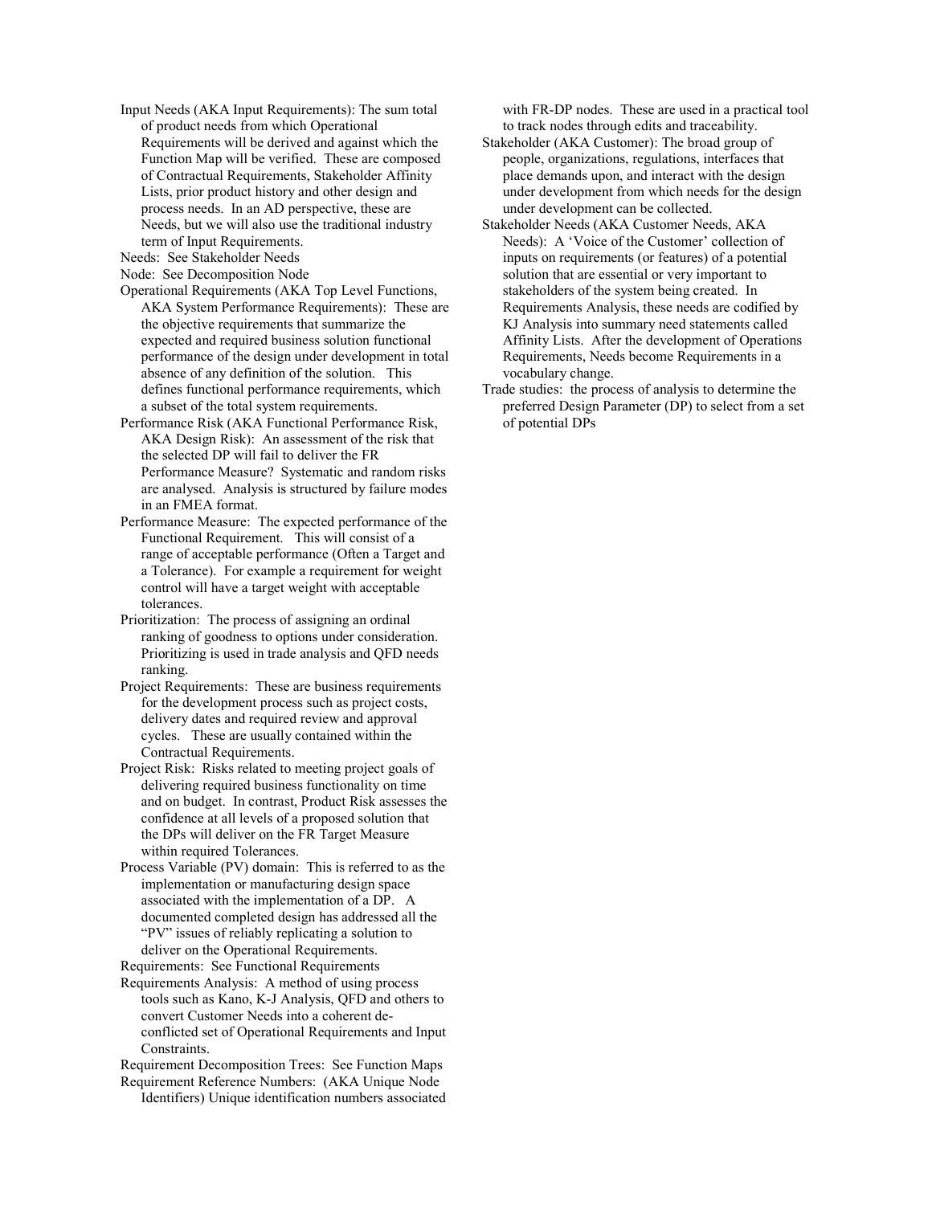Input Needs (AKA Input Requirements): The sum total of product needs from which Operational Requirements will be derived and against which the Function Map will be verified. These are composed of Contractual Requirements, Stakeholder Affinity Lists, prior product history and other design and process needs. In an AD perspective, these are Needs, but we will also use the traditional industry term of Input Requirements.

Needs: See Stakeholder Needs

Node: See Decomposition Node

Operational Requirements (AKA Top Level Functions, AKA System Performance Requirements): These are the objective requirements that summarize the expected and required business solution functional performance of the design under development in total absence of any definition of the solution. This defines functional performance requirements, which a subset of the total system requirements.

Performance Risk (AKA Functional Performance Risk, AKA Design Risk): An assessment of the risk that the selected DP will fail to deliver the FR Performance Measure? Systematic and random risks are analysed. Analysis is structured by failure modes in an FMEA format.

Performance Measure: The expected performance of the Functional Requirement. This will consist of a range of acceptable performance (Often a Target and a Tolerance). For example a requirement for weight control will have a target weight with acceptable tolerances.

Prioritization: The process of assigning an ordinal ranking of goodness to options under consideration. Prioritizing is used in trade analysis and QFD needs ranking.

Project Requirements: These are business requirements for the development process such as project costs, delivery dates and required review and approval cycles. These are usually contained within the Contractual Requirements.

Project Risk: Risks related to meeting project goals of delivering required business functionality on time and on budget. In contrast, Product Risk assesses the confidence at all levels of a proposed solution that the DPs will deliver on the FR Target Measure within required Tolerances.

Process Variable (PV) domain: This is referred to as the implementation or manufacturing design space associated with the implementation of a DP. A documented completed design has addressed all the "PV" issues of reliably replicating a solution to deliver on the Operational Requirements.

Requirements: See Functional Requirements

Requirements Analysis: A method of using process tools such as Kano, K-J Analysis, QFD and others to convert Customer Needs into a coherent de-conflicted set of Operational Requirements and Input Constraints.

Requirement Decomposition Trees: See Function Maps

Requirement Reference Numbers: (AKA Unique Node Identifiers) Unique identification numbers associated with FR-DP nodes. These are used in a practical tool to track nodes through edits and traceability.

Stakeholder (AKA Customer): The broad group of people, organizations, regulations, interfaces that place demands upon, and interact with the design under development from which needs for the design under development can be collected.

Stakeholder Needs (AKA Customer Needs, AKA Needs): A 'Voice of the Customer' collection of inputs on requirements (or features) of a potential solution that are essential or very important to stakeholders of the system being created. In Requirements Analysis, these needs are codified by KJ Analysis into summary need statements called Affinity Lists. After the development of Operations Requirements, Needs become Requirements in a vocabulary change.

Trade studies: the process of analysis to determine the preferred Design Parameter (DP) to select from a set of potential DPs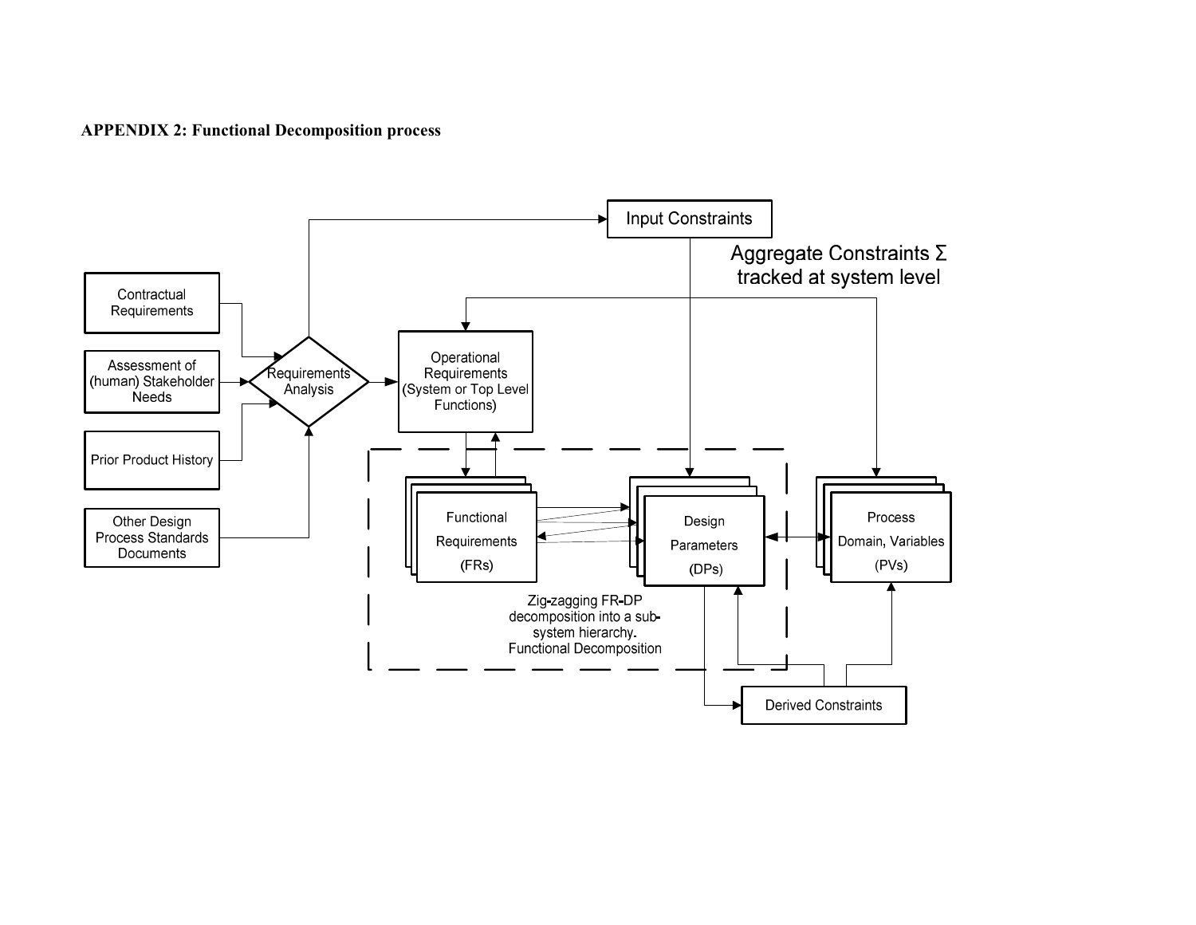**APPENDIX 2: Functional Decomposition process**

Input Constraints

Aggregate Constraints Σ tracked at system level

Contractual Requirements

Assessment of (human) Stakeholder Needs

Prior Product History

Other Design Process Standards Documents

Requirements Analysis

Operational Requirements (System or Top Level Functions)

Functional Requirements (FRs)

Design Parameters (DPs)

Process Domain, Variables (PVs)

Zig-zagging FR-DP decomposition into a sub-system hierarchy. Functional Decomposition

Derived Constraints